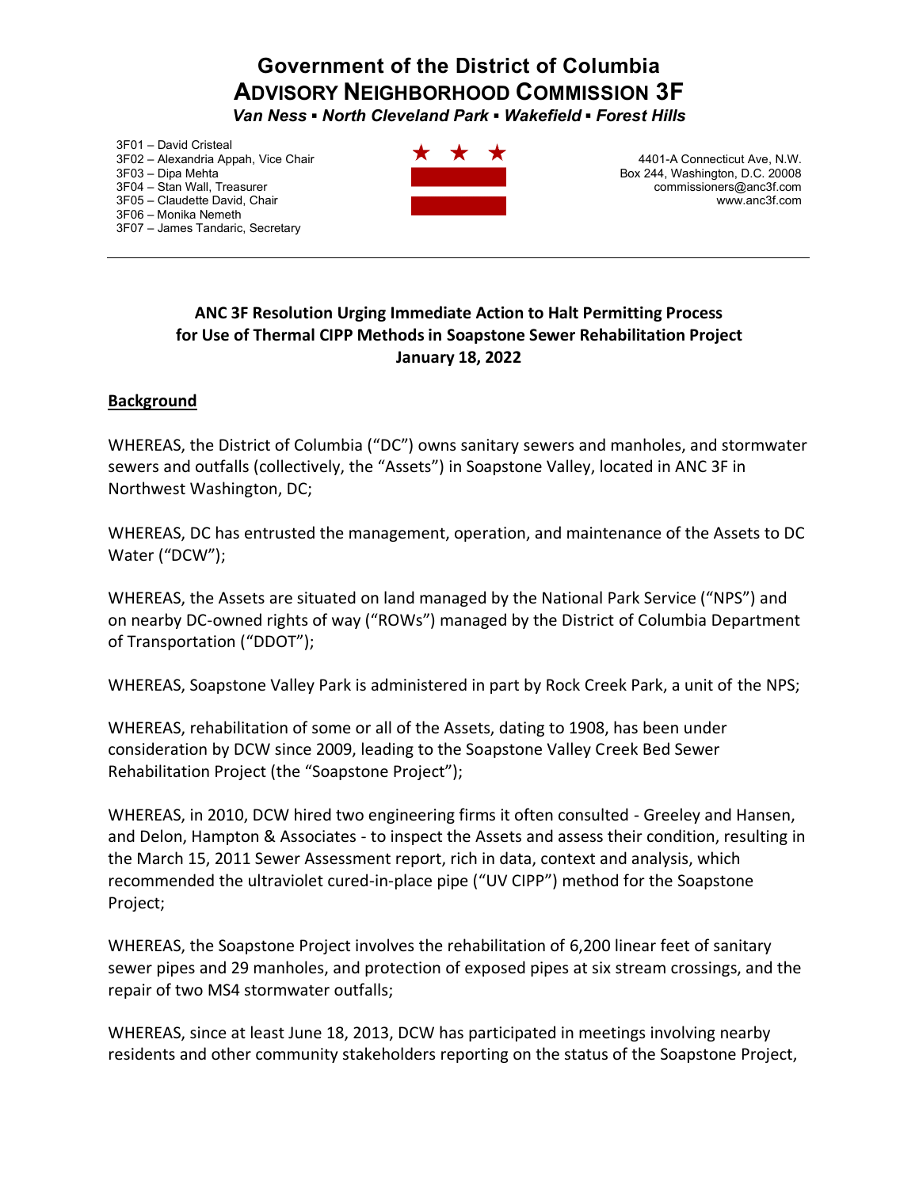# Government of the District of Columbia
# ADVISORY NEIGHBORHOOD COMMISSION 3F

***Van Ness ▪ North Cleveland Park ▪ Wakefield ▪ Forest Hills***

3F01 – David Cristeal
3F02 – Alexandria Appah, Vice Chair
3F03 – Dipa Mehta
3F04 – Stan Wall, Treasurer
3F05 – Claudette David, Chair
3F06 – Monika Nemeth
3F07 – James Tandaric, Secretary

4401-A Connecticut Ave, N.W.
Box 244, Washington, D.C. 20008
commissioners@anc3f.com
www.anc3f.com

---

**ANC 3F Resolution Urging Immediate Action to Halt Permitting Process for Use of Thermal CIPP Methods in Soapstone Sewer Rehabilitation Project**
**January 18, 2022**

## Background

WHEREAS, the District of Columbia ("DC") owns sanitary sewers and manholes, and stormwater sewers and outfalls (collectively, the "Assets") in Soapstone Valley, located in ANC 3F in Northwest Washington, DC;

WHEREAS, DC has entrusted the management, operation, and maintenance of the Assets to DC Water ("DCW");

WHEREAS, the Assets are situated on land managed by the National Park Service ("NPS") and on nearby DC-owned rights of way ("ROWs") managed by the District of Columbia Department of Transportation ("DDOT");

WHEREAS, Soapstone Valley Park is administered in part by Rock Creek Park, a unit of the NPS;

WHEREAS, rehabilitation of some or all of the Assets, dating to 1908, has been under consideration by DCW since 2009, leading to the Soapstone Valley Creek Bed Sewer Rehabilitation Project (the "Soapstone Project");

WHEREAS, in 2010, DCW hired two engineering firms it often consulted - Greeley and Hansen, and Delon, Hampton & Associates - to inspect the Assets and assess their condition, resulting in the March 15, 2011 Sewer Assessment report, rich in data, context and analysis, which recommended the ultraviolet cured-in-place pipe ("UV CIPP") method for the Soapstone Project;

WHEREAS, the Soapstone Project involves the rehabilitation of 6,200 linear feet of sanitary sewer pipes and 29 manholes, and protection of exposed pipes at six stream crossings, and the repair of two MS4 stormwater outfalls;

WHEREAS, since at least June 18, 2013, DCW has participated in meetings involving nearby residents and other community stakeholders reporting on the status of the Soapstone Project,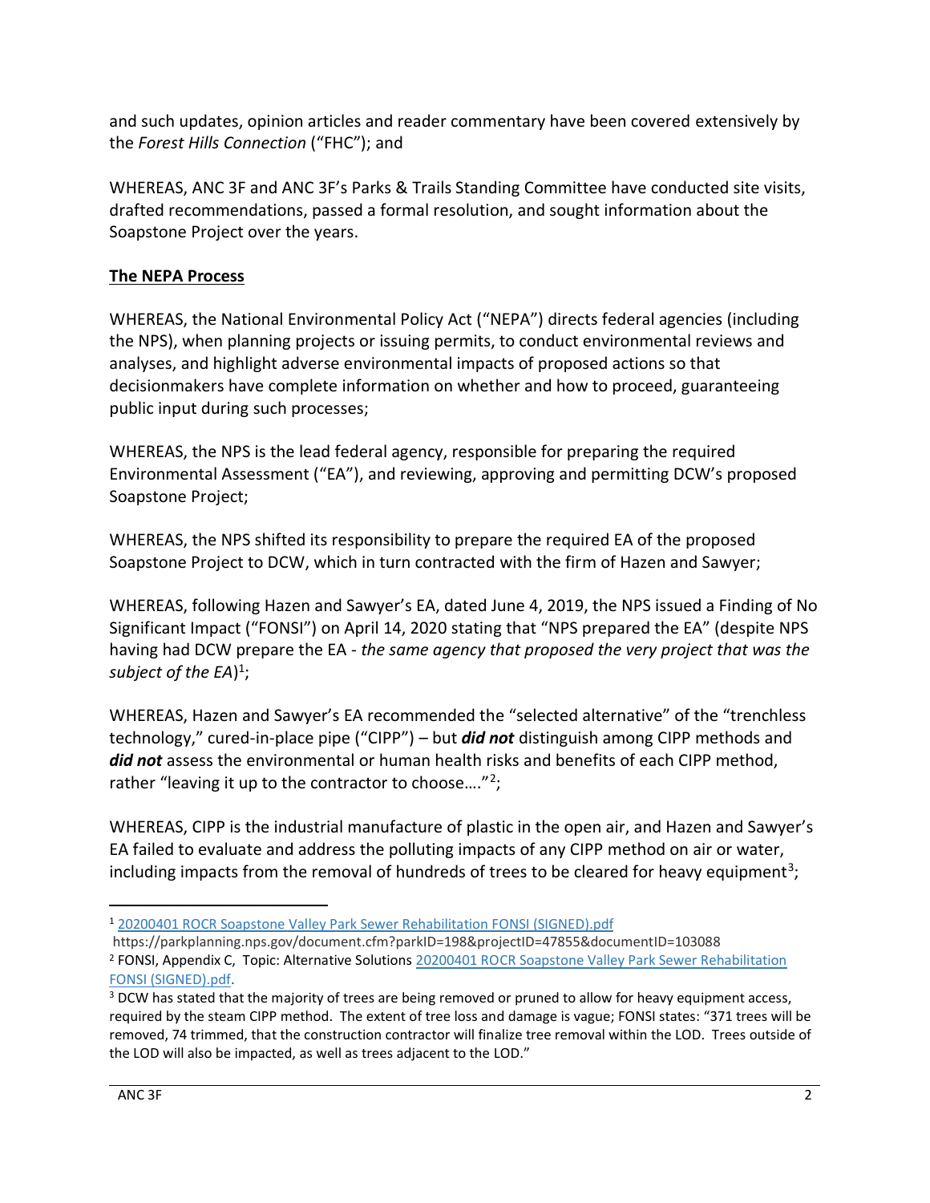and such updates, opinion articles and reader commentary have been covered extensively by the *Forest Hills Connection* ("FHC"); and

WHEREAS, ANC 3F and ANC 3F's Parks & Trails Standing Committee have conducted site visits, drafted recommendations, passed a formal resolution, and sought information about the Soapstone Project over the years.

**The NEPA Process**

WHEREAS, the National Environmental Policy Act ("NEPA") directs federal agencies (including the NPS), when planning projects or issuing permits, to conduct environmental reviews and analyses, and highlight adverse environmental impacts of proposed actions so that decisionmakers have complete information on whether and how to proceed, guaranteeing public input during such processes;

WHEREAS, the NPS is the lead federal agency, responsible for preparing the required Environmental Assessment ("EA"), and reviewing, approving and permitting DCW's proposed Soapstone Project;

WHEREAS, the NPS shifted its responsibility to prepare the required EA of the proposed Soapstone Project to DCW, which in turn contracted with the firm of Hazen and Sawyer;

WHEREAS, following Hazen and Sawyer's EA, dated June 4, 2019, the NPS issued a Finding of No Significant Impact ("FONSI") on April 14, 2020 stating that "NPS prepared the EA" (despite NPS having had DCW prepare the EA - *the same agency that proposed the very project that was the subject of the EA*)[1];

WHEREAS, Hazen and Sawyer's EA recommended the "selected alternative" of the "trenchless technology," cured-in-place pipe ("CIPP") – but ***did not*** distinguish among CIPP methods and ***did not*** assess the environmental or human health risks and benefits of each CIPP method, rather "leaving it up to the contractor to choose…."[2];

WHEREAS, CIPP is the industrial manufacture of plastic in the open air, and Hazen and Sawyer's EA failed to evaluate and address the polluting impacts of any CIPP method on air or water, including impacts from the removal of hundreds of trees to be cleared for heavy equipment[3];

---

[1] 20200401 ROCR Soapstone Valley Park Sewer Rehabilitation FONSI (SIGNED).pdf
https://parkplanning.nps.gov/document.cfm?parkID=198&projectID=47855&documentID=103088

[2] FONSI, Appendix C, Topic: Alternative Solutions 20200401 ROCR Soapstone Valley Park Sewer Rehabilitation FONSI (SIGNED).pdf.

[3] DCW has stated that the majority of trees are being removed or pruned to allow for heavy equipment access, required by the steam CIPP method. The extent of tree loss and damage is vague; FONSI states: "371 trees will be removed, 74 trimmed, that the construction contractor will finalize tree removal within the LOD. Trees outside of the LOD will also be impacted, as well as trees adjacent to the LOD."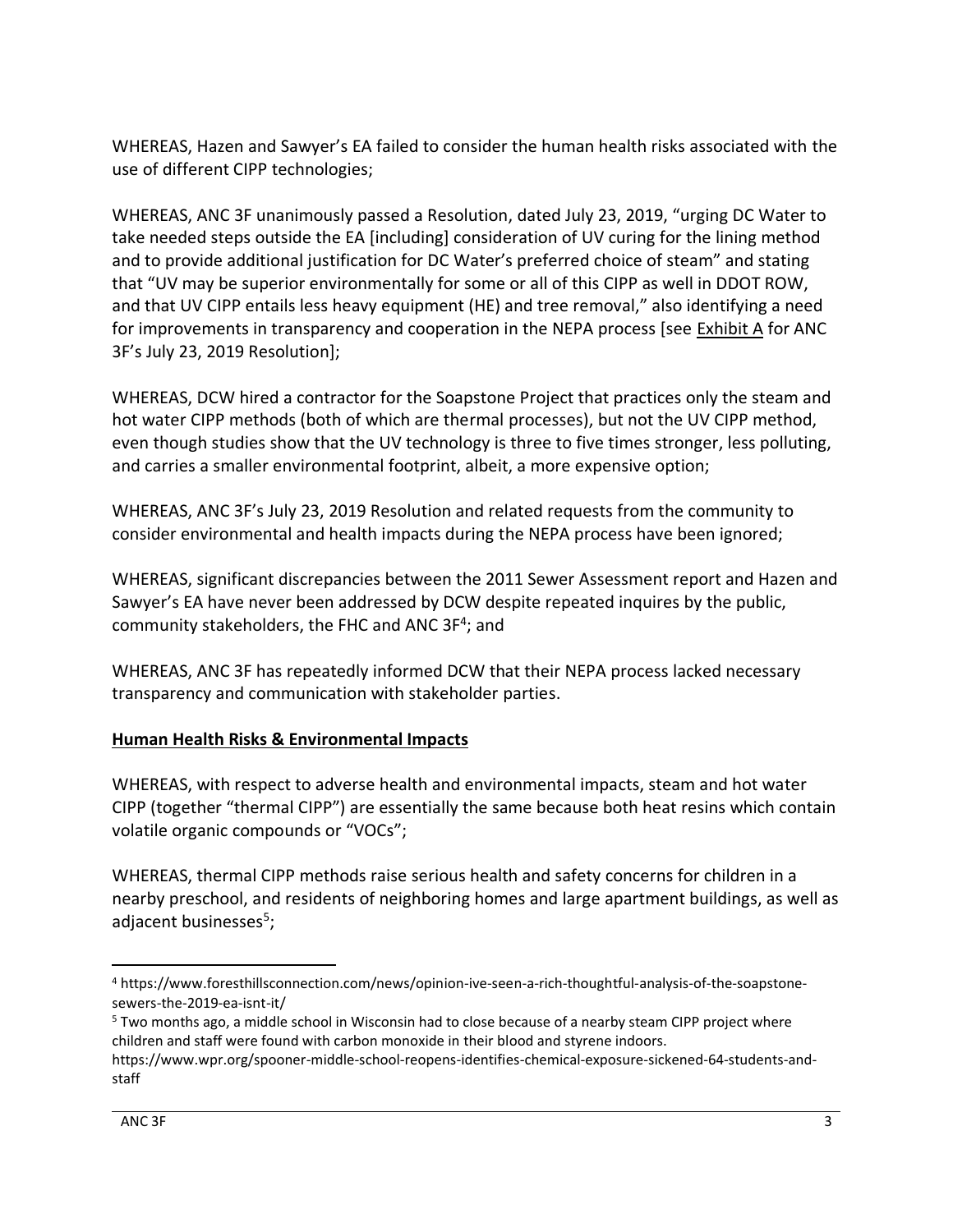WHEREAS, Hazen and Sawyer's EA failed to consider the human health risks associated with the use of different CIPP technologies;

WHEREAS, ANC 3F unanimously passed a Resolution, dated July 23, 2019, "urging DC Water to take needed steps outside the EA [including] consideration of UV curing for the lining method and to provide additional justification for DC Water's preferred choice of steam" and stating that "UV may be superior environmentally for some or all of this CIPP as well in DDOT ROW, and that UV CIPP entails less heavy equipment (HE) and tree removal," also identifying a need for improvements in transparency and cooperation in the NEPA process [see Exhibit A for ANC 3F's July 23, 2019 Resolution];

WHEREAS, DCW hired a contractor for the Soapstone Project that practices only the steam and hot water CIPP methods (both of which are thermal processes), but not the UV CIPP method, even though studies show that the UV technology is three to five times stronger, less polluting, and carries a smaller environmental footprint, albeit, a more expensive option;

WHEREAS, ANC 3F's July 23, 2019 Resolution and related requests from the community to consider environmental and health impacts during the NEPA process have been ignored;

WHEREAS, significant discrepancies between the 2011 Sewer Assessment report and Hazen and Sawyer's EA have never been addressed by DCW despite repeated inquires by the public, community stakeholders, the FHC and ANC 3F[4]; and

WHEREAS, ANC 3F has repeatedly informed DCW that their NEPA process lacked necessary transparency and communication with stakeholder parties.

**Human Health Risks & Environmental Impacts**

WHEREAS, with respect to adverse health and environmental impacts, steam and hot water CIPP (together "thermal CIPP") are essentially the same because both heat resins which contain volatile organic compounds or "VOCs";

WHEREAS, thermal CIPP methods raise serious health and safety concerns for children in a nearby preschool, and residents of neighboring homes and large apartment buildings, as well as adjacent businesses[5];

---

[4] https://www.foresthillsconnection.com/news/opinion-ive-seen-a-rich-thoughtful-analysis-of-the-soapstone-sewers-the-2019-ea-isnt-it/

[5] Two months ago, a middle school in Wisconsin had to close because of a nearby steam CIPP project where children and staff were found with carbon monoxide in their blood and styrene indoors. https://www.wpr.org/spooner-middle-school-reopens-identifies-chemical-exposure-sickened-64-students-and-staff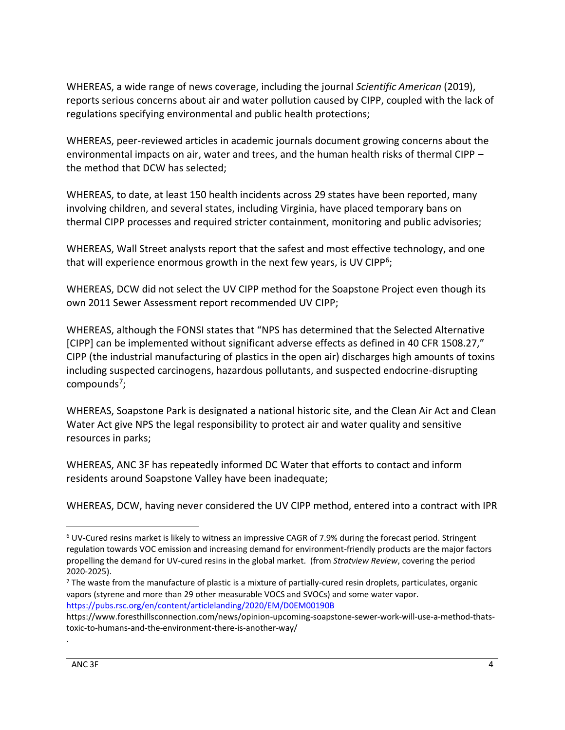WHEREAS, a wide range of news coverage, including the journal *Scientific American* (2019), reports serious concerns about air and water pollution caused by CIPP, coupled with the lack of regulations specifying environmental and public health protections;

WHEREAS, peer-reviewed articles in academic journals document growing concerns about the environmental impacts on air, water and trees, and the human health risks of thermal CIPP – the method that DCW has selected;

WHEREAS, to date, at least 150 health incidents across 29 states have been reported, many involving children, and several states, including Virginia, have placed temporary bans on thermal CIPP processes and required stricter containment, monitoring and public advisories;

WHEREAS, Wall Street analysts report that the safest and most effective technology, and one that will experience enormous growth in the next few years, is UV CIPP[6];

WHEREAS, DCW did not select the UV CIPP method for the Soapstone Project even though its own 2011 Sewer Assessment report recommended UV CIPP;

WHEREAS, although the FONSI states that "NPS has determined that the Selected Alternative [CIPP] can be implemented without significant adverse effects as defined in 40 CFR 1508.27," CIPP (the industrial manufacturing of plastics in the open air) discharges high amounts of toxins including suspected carcinogens, hazardous pollutants, and suspected endocrine-disrupting compounds[7];

WHEREAS, Soapstone Park is designated a national historic site, and the Clean Air Act and Clean Water Act give NPS the legal responsibility to protect air and water quality and sensitive resources in parks;

WHEREAS, ANC 3F has repeatedly informed DC Water that efforts to contact and inform residents around Soapstone Valley have been inadequate;

WHEREAS, DCW, having never considered the UV CIPP method, entered into a contract with IPR

---

[6] UV-Cured resins market is likely to witness an impressive CAGR of 7.9% during the forecast period. Stringent regulation towards VOC emission and increasing demand for environment-friendly products are the major factors propelling the demand for UV-cured resins in the global market. (from *Stratview Review*, covering the period 2020-2025).

[7] The waste from the manufacture of plastic is a mixture of partially-cured resin droplets, particulates, organic vapors (styrene and more than 29 other measurable VOCS and SVOCs) and some water vapor. https://pubs.rsc.org/en/content/articlelanding/2020/EM/D0EM00190B

https://www.foresthillsconnection.com/news/opinion-upcoming-soapstone-sewer-work-will-use-a-method-thats-toxic-to-humans-and-the-environment-there-is-another-way/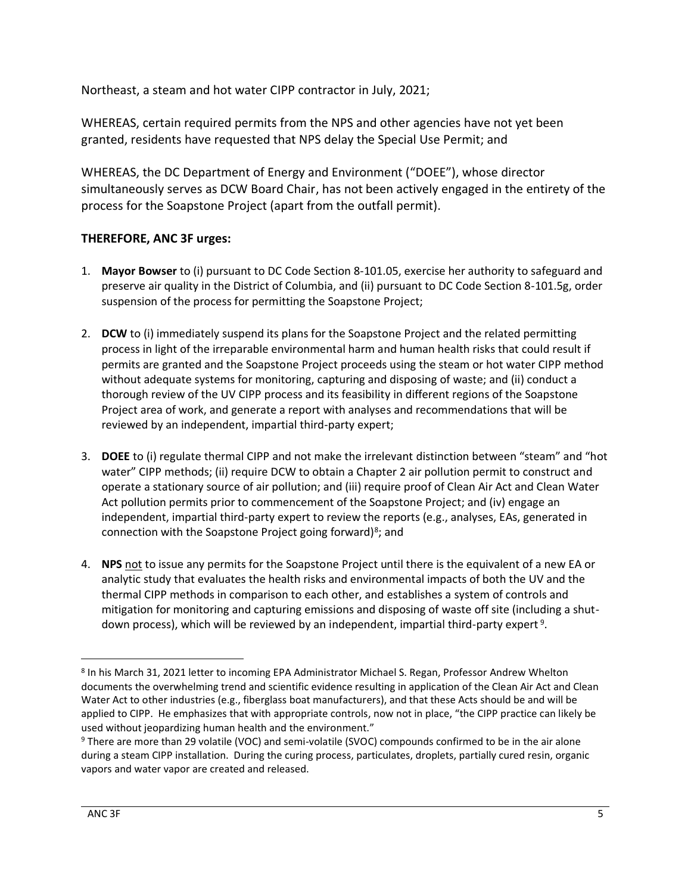Northeast, a steam and hot water CIPP contractor in July, 2021;

WHEREAS, certain required permits from the NPS and other agencies have not yet been granted, residents have requested that NPS delay the Special Use Permit; and

WHEREAS, the DC Department of Energy and Environment ("DOEE"), whose director simultaneously serves as DCW Board Chair, has not been actively engaged in the entirety of the process for the Soapstone Project (apart from the outfall permit).

**THEREFORE, ANC 3F urges:**

1. **Mayor Bowser** to (i) pursuant to DC Code Section 8-101.05, exercise her authority to safeguard and preserve air quality in the District of Columbia, and (ii) pursuant to DC Code Section 8-101.5g, order suspension of the process for permitting the Soapstone Project;

2. **DCW** to (i) immediately suspend its plans for the Soapstone Project and the related permitting process in light of the irreparable environmental harm and human health risks that could result if permits are granted and the Soapstone Project proceeds using the steam or hot water CIPP method without adequate systems for monitoring, capturing and disposing of waste; and (ii) conduct a thorough review of the UV CIPP process and its feasibility in different regions of the Soapstone Project area of work, and generate a report with analyses and recommendations that will be reviewed by an independent, impartial third-party expert;

3. **DOEE** to (i) regulate thermal CIPP and not make the irrelevant distinction between "steam" and "hot water" CIPP methods; (ii) require DCW to obtain a Chapter 2 air pollution permit to construct and operate a stationary source of air pollution; and (iii) require proof of Clean Air Act and Clean Water Act pollution permits prior to commencement of the Soapstone Project; and (iv) engage an independent, impartial third-party expert to review the reports (e.g., analyses, EAs, generated in connection with the Soapstone Project going forward)[8]; and

4. **NPS** not to issue any permits for the Soapstone Project until there is the equivalent of a new EA or analytic study that evaluates the health risks and environmental impacts of both the UV and the thermal CIPP methods in comparison to each other, and establishes a system of controls and mitigation for monitoring and capturing emissions and disposing of waste off site (including a shut-down process), which will be reviewed by an independent, impartial third-party expert [9].

---

[8] In his March 31, 2021 letter to incoming EPA Administrator Michael S. Regan, Professor Andrew Whelton documents the overwhelming trend and scientific evidence resulting in application of the Clean Air Act and Clean Water Act to other industries (e.g., fiberglass boat manufacturers), and that these Acts should be and will be applied to CIPP. He emphasizes that with appropriate controls, now not in place, "the CIPP practice can likely be used without jeopardizing human health and the environment."

[9] There are more than 29 volatile (VOC) and semi-volatile (SVOC) compounds confirmed to be in the air alone during a steam CIPP installation. During the curing process, particulates, droplets, partially cured resin, organic vapors and water vapor are created and released.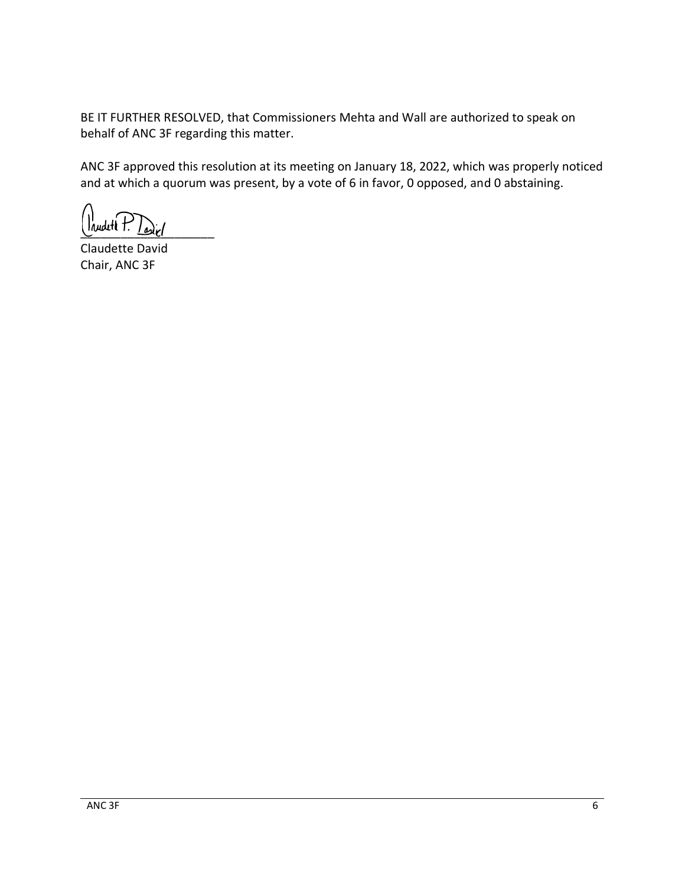BE IT FURTHER RESOLVED, that Commissioners Mehta and Wall are authorized to speak on behalf of ANC 3F regarding this matter.

ANC 3F approved this resolution at its meeting on January 18, 2022, which was properly noticed and at which a quorum was present, by a vote of 6 in favor, 0 opposed, and 0 abstaining.

____________________

Claudette David  
Chair, ANC 3F